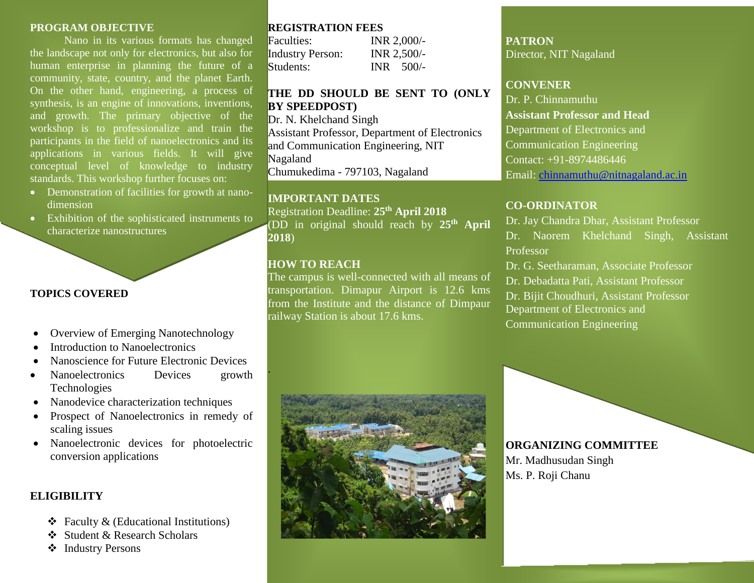## PROGRAM OBJECTIVE

Nano in its various formats has changed the landscape not only for electronics, but also for human enterprise in planning the future of a community, state, country, and the planet Earth. On the other hand, engineering, a process of synthesis, is an engine of innovations, inventions, and growth. The primary objective of the workshop is to professionalize and train the participants in the field of nanoelectronics and its applications in various fields. It will give conceptual level of knowledge to industry standards. This workshop further focuses on:

- Demonstration of facilities for growth at nano-dimension
- Exhibition of the sophisticated instruments to characterize nanostructures

## TOPICS COVERED

- Overview of Emerging Nanotechnology
- Introduction to Nanoelectronics
- Nanoscience for Future Electronic Devices
- Nanoelectronics Devices growth Technologies
- Nanodevice characterization techniques
- Prospect of Nanoelectronics in remedy of scaling issues
- Nanoelectronic devices for photoelectric conversion applications

## ELIGIBILITY

- ❖ Faculty & (Educational Institutions)
- ❖ Student & Research Scholars
- ❖ Industry Persons

## REGISTRATION FEES

| | |
|---|---|
| Faculties: | INR 2,000/- |
| Industry Person: | INR 2,500/- |
| Students: | INR 500/- |

## THE DD SHOULD BE SENT TO (ONLY BY SPEEDPOST)

Dr. N. Khelchand Singh
Assistant Professor, Department of Electronics and Communication Engineering, NIT Nagaland
Chumukedima - 797103, Nagaland

## IMPORTANT DATES

Registration Deadline: **25th April 2018**
(DD in original should reach by **25th April 2018**)

## HOW TO REACH

The campus is well-connected with all means of transportation. Dimapur Airport is 12.6 kms from the Institute and the distance of Dimpaur railway Station is about 17.6 kms.

## PATRON

Director, NIT Nagaland

## CONVENER

Dr. P. Chinnamuthu
**Assistant Professor and Head**
Department of Electronics and Communication Engineering
Contact: +91-8974486446
Email: chinnamuthu@nitnagaland.ac.in

## CO-ORDINATOR

Dr. Jay Chandra Dhar, Assistant Professor
Dr. Naorem Khelchand Singh, Assistant Professor
Dr. G. Seetharaman, Associate Professor
Dr. Debadatta Pati, Assistant Professor
Dr. Bijit Choudhuri, Assistant Professor
Department of Electronics and Communication Engineering

## ORGANIZING COMMITTEE

Mr. Madhusudan Singh
Ms. P. Roji Chanu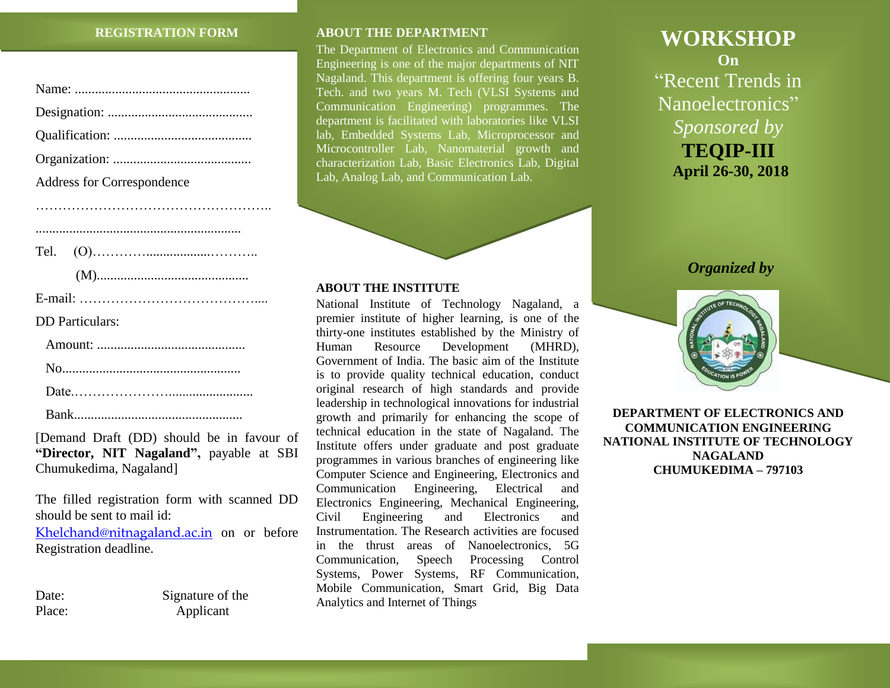## REGISTRATION FORM

Name: ....................................................

Designation: ...........................................

Qualification: .........................................

Organization: .........................................

Address for Correspondence

……………………………………………..

.............................................................

Tel. (O)…………...................………..

(M).............................................

E-mail: …………………………………....

DD Particulars:

Amount: ............................................

No.....................................................

Date.……………………........................

Bank..................................................

[Demand Draft (DD) should be in favour of **"Director, NIT Nagaland",** payable at SBI Chumukedima, Nagaland]

The filled registration form with scanned DD should be sent to mail id: Khelchand@nitnagaland.ac.in on or before Registration deadline.

Date: Signature of the

Place: Applicant

## ABOUT THE DEPARTMENT

The Department of Electronics and Communication Engineering is one of the major departments of NIT Nagaland. This department is offering four years B. Tech. and two years M. Tech (VLSI Systems and Communication Engineering) programmes. The department is facilitated with laboratories like VLSI lab, Embedded Systems Lab, Microprocessor and Microcontroller Lab, Nanomaterial growth and characterization Lab, Basic Electronics Lab, Digital Lab, Analog Lab, and Communication Lab.

## ABOUT THE INSTITUTE

National Institute of Technology Nagaland, a premier institute of higher learning, is one of the thirty-one institutes established by the Ministry of Human Resource Development (MHRD), Government of India. The basic aim of the Institute is to provide quality technical education, conduct original research of high standards and provide leadership in technological innovations for industrial growth and primarily for enhancing the scope of technical education in the state of Nagaland. The Institute offers under graduate and post graduate programmes in various branches of engineering like Computer Science and Engineering, Electronics and Communication Engineering, Electrical and Electronics Engineering, Mechanical Engineering, Civil Engineering and Electronics and Instrumentation. The Research activities are focused in the thrust areas of Nanoelectronics, 5G Communication, Speech Processing Control Systems, Power Systems, RF Communication, Mobile Communication, Smart Grid, Big Data Analytics and Internet of Things

# WORKSHOP

**On**

"Recent Trends in Nanoelectronics"

*Sponsored by*

**TEQIP-III**

**April 26-30, 2018**

***Organized by***

**DEPARTMENT OF ELECTRONICS AND COMMUNICATION ENGINEERING**
**NATIONAL INSTITUTE OF TECHNOLOGY NAGALAND**
**CHUMUKEDIMA – 797103**